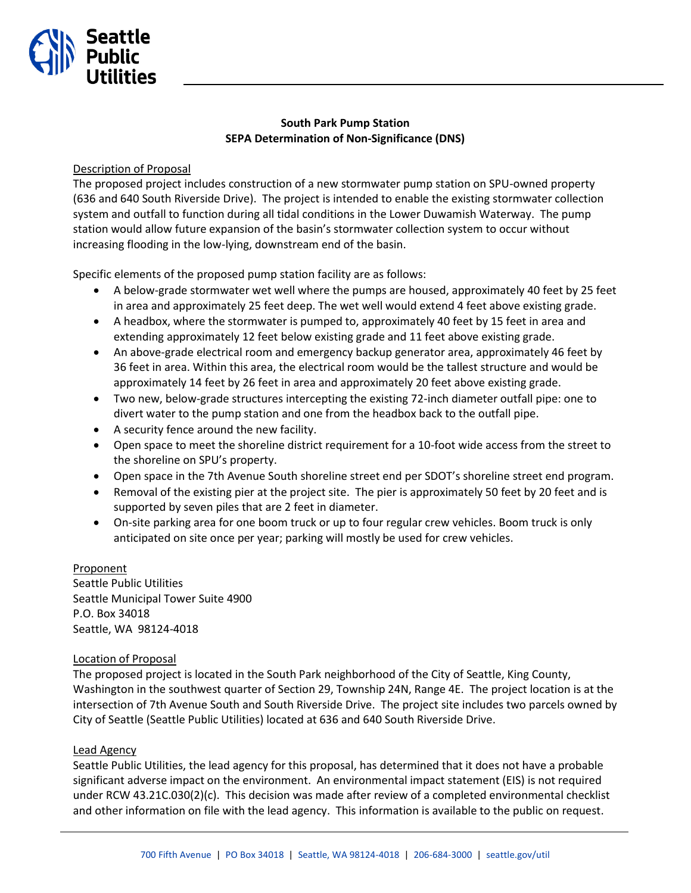Seattle Public Utilities

**South Park Pump Station**
**SEPA Determination of Non-Significance (DNS)**

Description of Proposal

The proposed project includes construction of a new stormwater pump station on SPU-owned property (636 and 640 South Riverside Drive). The project is intended to enable the existing stormwater collection system and outfall to function during all tidal conditions in the Lower Duwamish Waterway. The pump station would allow future expansion of the basin's stormwater collection system to occur without increasing flooding in the low-lying, downstream end of the basin.

Specific elements of the proposed pump station facility are as follows:

- A below-grade stormwater wet well where the pumps are housed, approximately 40 feet by 25 feet in area and approximately 25 feet deep. The wet well would extend 4 feet above existing grade.
- A headbox, where the stormwater is pumped to, approximately 40 feet by 15 feet in area and extending approximately 12 feet below existing grade and 11 feet above existing grade.
- An above-grade electrical room and emergency backup generator area, approximately 46 feet by 36 feet in area. Within this area, the electrical room would be the tallest structure and would be approximately 14 feet by 26 feet in area and approximately 20 feet above existing grade.
- Two new, below-grade structures intercepting the existing 72-inch diameter outfall pipe: one to divert water to the pump station and one from the headbox back to the outfall pipe.
- A security fence around the new facility.
- Open space to meet the shoreline district requirement for a 10-foot wide access from the street to the shoreline on SPU's property.
- Open space in the 7th Avenue South shoreline street end per SDOT's shoreline street end program.
- Removal of the existing pier at the project site. The pier is approximately 50 feet by 20 feet and is supported by seven piles that are 2 feet in diameter.
- On-site parking area for one boom truck or up to four regular crew vehicles. Boom truck is only anticipated on site once per year; parking will mostly be used for crew vehicles.

Proponent

Seattle Public Utilities
Seattle Municipal Tower Suite 4900
P.O. Box 34018
Seattle, WA 98124-4018

Location of Proposal

The proposed project is located in the South Park neighborhood of the City of Seattle, King County, Washington in the southwest quarter of Section 29, Township 24N, Range 4E. The project location is at the intersection of 7th Avenue South and South Riverside Drive. The project site includes two parcels owned by City of Seattle (Seattle Public Utilities) located at 636 and 640 South Riverside Drive.

Lead Agency

Seattle Public Utilities, the lead agency for this proposal, has determined that it does not have a probable significant adverse impact on the environment. An environmental impact statement (EIS) is not required under RCW 43.21C.030(2)(c). This decision was made after review of a completed environmental checklist and other information on file with the lead agency. This information is available to the public on request.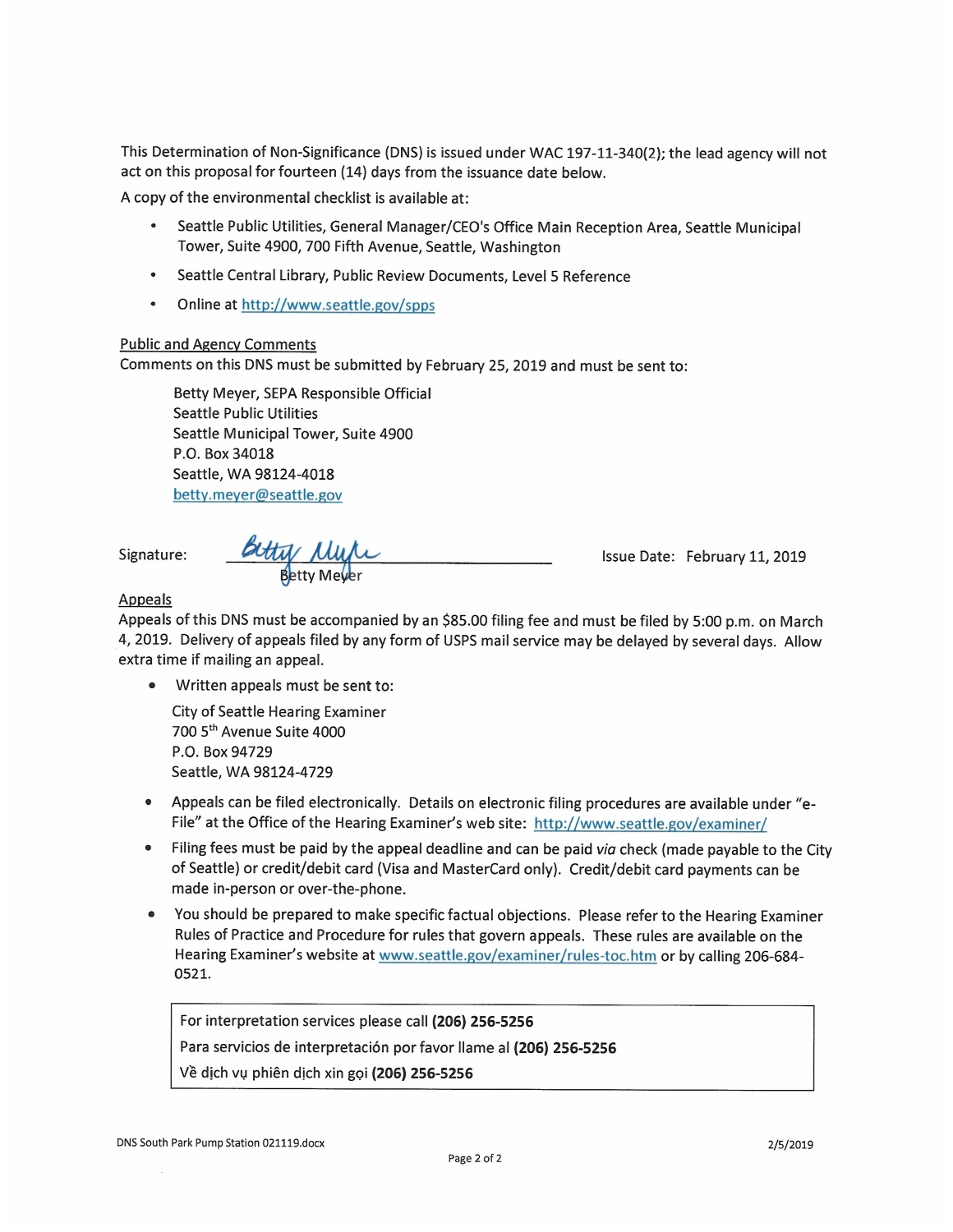This Determination of Non-Significance (DNS) is issued under WAC 197-11-340(2); the lead agency will not act on this proposal for fourteen (14) days from the issuance date below.

A copy of the environmental checklist is available at:

- Seattle Public Utilities, General Manager/CEO's Office Main Reception Area, Seattle Municipal Tower, Suite 4900, 700 Fifth Avenue, Seattle, Washington
- Seattle Central Library, Public Review Documents, Level 5 Reference
- Online at http://www.seattle.gov/spps

## Public and Agency Comments

Comments on this DNS must be submitted by February 25, 2019 and must be sent to:

Betty Meyer, SEPA Responsible Official
Seattle Public Utilities
Seattle Municipal Tower, Suite 4900
P.O. Box 34018
Seattle, WA 98124-4018
betty.meyer@seattle.gov

Signature: Betty Meyer

Issue Date: February 11, 2019

## Appeals

Appeals of this DNS must be accompanied by an $85.00 filing fee and must be filed by 5:00 p.m. on March 4, 2019. Delivery of appeals filed by any form of USPS mail service may be delayed by several days. Allow extra time if mailing an appeal.

- Written appeals must be sent to:

  City of Seattle Hearing Examiner
  700 5th Avenue Suite 4000
  P.O. Box 94729
  Seattle, WA 98124-4729

- Appeals can be filed electronically. Details on electronic filing procedures are available under "e-File" at the Office of the Hearing Examiner's web site: http://www.seattle.gov/examiner/
- Filing fees must be paid by the appeal deadline and can be paid *via* check (made payable to the City of Seattle) or credit/debit card (Visa and MasterCard only). Credit/debit card payments can be made in-person or over-the-phone.
- You should be prepared to make specific factual objections. Please refer to the Hearing Examiner Rules of Practice and Procedure for rules that govern appeals. These rules are available on the Hearing Examiner's website at www.seattle.gov/examiner/rules-toc.htm or by calling 206-684-0521.

For interpretation services please call **(206) 256-5256**
Para servicios de interpretación por favor llame al **(206) 256-5256**
Về dịch vụ phiên dịch xin gọi **(206) 256-5256**

DNS South Park Pump Station 021119.docx 2/5/2019